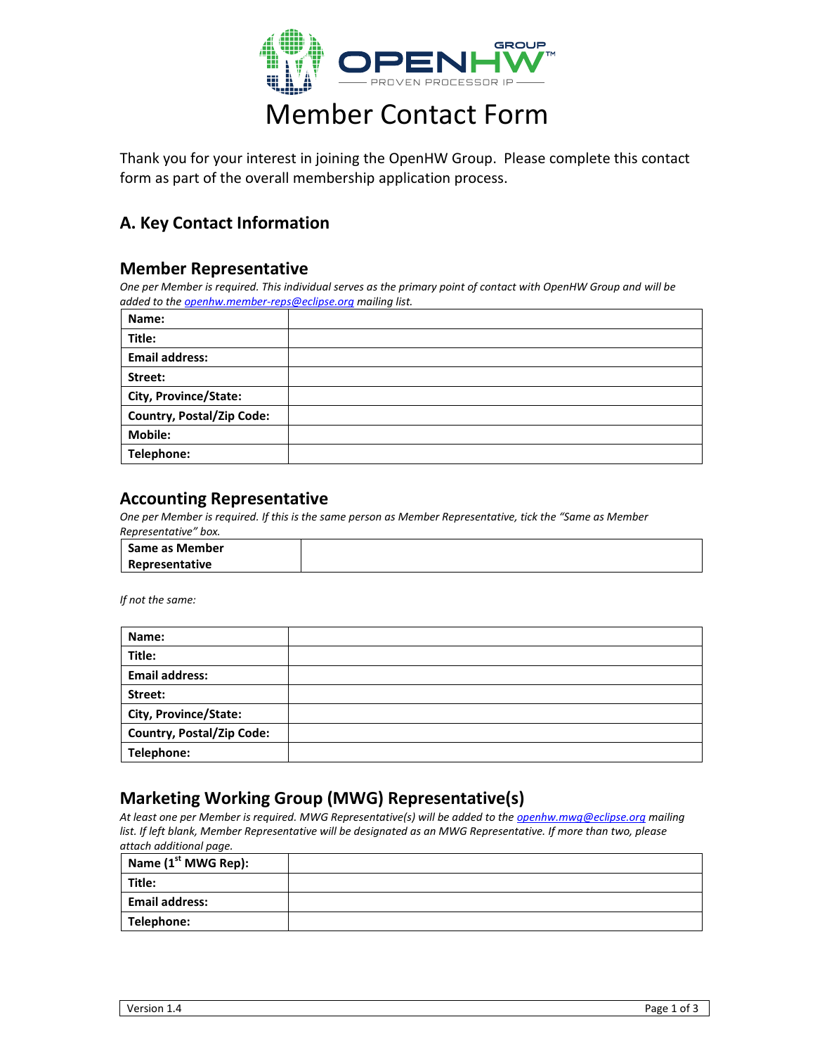# Member Contact Form

Thank you for your interest in joining the OpenHW Group. Please complete this contact form as part of the overall membership application process.

## A. Key Contact Information

### Member Representative

*One per Member is required. This individual serves as the primary point of contact with OpenHW Group and will be added to the openhw.member-reps@eclipse.org mailing list.*

| | |
|---|---|
| **Name:** | |
| **Title:** | |
| **Email address:** | |
| **Street:** | |
| **City, Province/State:** | |
| **Country, Postal/Zip Code:** | |
| **Mobile:** | |
| **Telephone:** | |

### Accounting Representative

*One per Member is required. If this is the same person as Member Representative, tick the "Same as Member Representative" box.*

| | |
|---|---|
| **Same as Member Representative** | |

*If not the same:*

| | |
|---|---|
| **Name:** | |
| **Title:** | |
| **Email address:** | |
| **Street:** | |
| **City, Province/State:** | |
| **Country, Postal/Zip Code:** | |
| **Telephone:** | |

### Marketing Working Group (MWG) Representative(s)

*At least one per Member is required. MWG Representative(s) will be added to the openhw.mwg@eclipse.org mailing list. If left blank, Member Representative will be designated as an MWG Representative. If more than two, please attach additional page.*

| | |
|---|---|
| **Name (1st MWG Rep):** | |
| **Title:** | |
| **Email address:** | |
| **Telephone:** | |

Version 1.4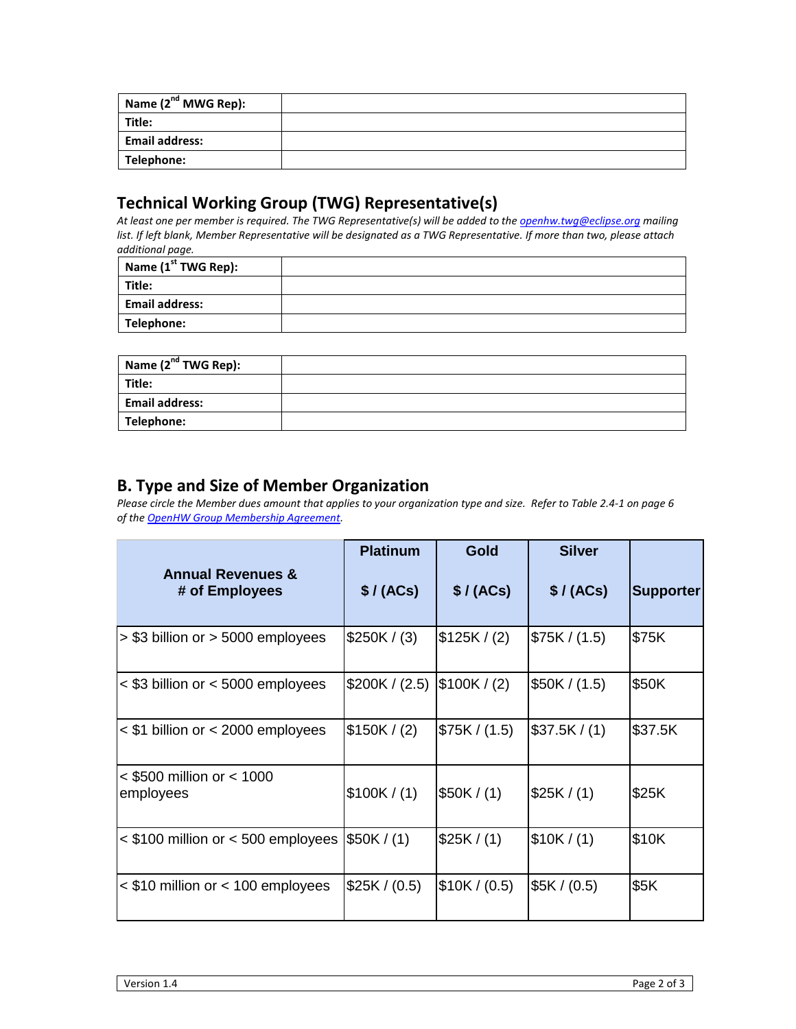| Name (2nd MWG Rep): | |
| --- | --- |
| Title: | |
| Email address: | |
| Telephone: | |

## Technical Working Group (TWG) Representative(s)

*At least one per member is required. The TWG Representative(s) will be added to the [openhw.twg@eclipse.org](mailto:openhw.twg@eclipse.org) mailing list. If left blank, Member Representative will be designated as a TWG Representative. If more than two, please attach additional page.*

| Name (1st TWG Rep): | |
| --- | --- |
| Title: | |
| Email address: | |
| Telephone: | |

| Name (2nd TWG Rep): | |
| --- | --- |
| Title: | |
| Email address: | |
| Telephone: | |

## B. Type and Size of Member Organization

*Please circle the Member dues amount that applies to your organization type and size. Refer to Table 2.4-1 on page 6 of the OpenHW Group Membership Agreement.*

| Annual Revenues & # of Employees | Platinum $ / (ACs) | Gold $ / (ACs) | Silver $ / (ACs) | Supporter |
| --- | --- | --- | --- | --- |
| > $3 billion or > 5000 employees | $250K / (3) | $125K / (2) | $75K / (1.5) | $75K |
| < $3 billion or < 5000 employees | $200K / (2.5) | $100K / (2) | $50K / (1.5) | $50K |
| < $1 billion or < 2000 employees | $150K / (2) | $75K / (1.5) | $37.5K / (1) | $37.5K |
| < $500 million or < 1000 employees | $100K / (1) | $50K / (1) | $25K / (1) | $25K |
| < $100 million or < 500 employees | $50K / (1) | $25K / (1) | $10K / (1) | $10K |
| < $10 million or < 100 employees | $25K / (0.5) | $10K / (0.5) | $5K / (0.5) | $5K |

Version 1.4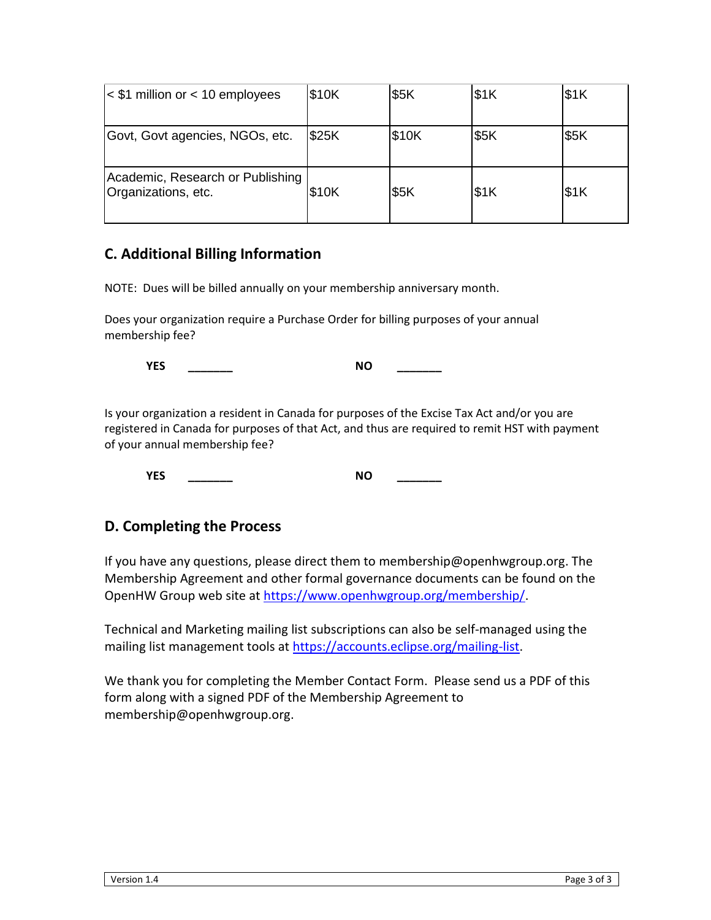| | | | | |
|---|---|---|---|---|
| < $1 million or < 10 employees | $10K | $5K | $1K | $1K |
| Govt, Govt agencies, NGOs, etc. | $25K | $10K | $5K | $5K |
| Academic, Research or Publishing Organizations, etc. | $10K | $5K | $1K | $1K |

## C. Additional Billing Information

NOTE: Dues will be billed annually on your membership anniversary month.

Does your organization require a Purchase Order for billing purposes of your annual membership fee?

**YES** _______ **NO** _______

Is your organization a resident in Canada for purposes of the Excise Tax Act and/or you are registered in Canada for purposes of that Act, and thus are required to remit HST with payment of your annual membership fee?

**YES** _______ **NO** _______

## D. Completing the Process

If you have any questions, please direct them to membership@openhwgroup.org. The Membership Agreement and other formal governance documents can be found on the OpenHW Group web site at https://www.openhwgroup.org/membership/.

Technical and Marketing mailing list subscriptions can also be self-managed using the mailing list management tools at https://accounts.eclipse.org/mailing-list.

We thank you for completing the Member Contact Form. Please send us a PDF of this form along with a signed PDF of the Membership Agreement to membership@openhwgroup.org.

Version 1.4